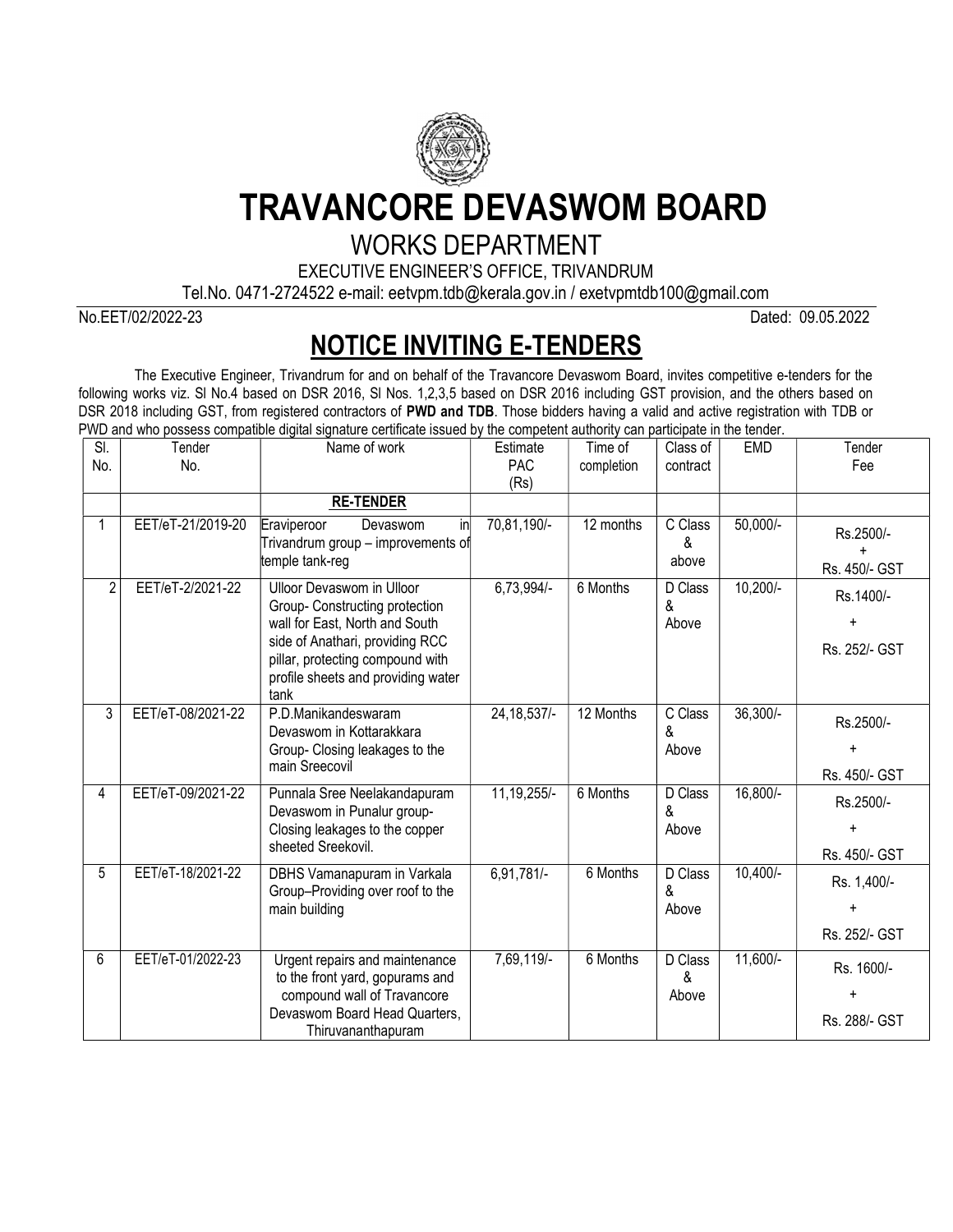# TRAVANCORE DEVASWOM BOARD

## WORKS DEPARTMENT

EXECUTIVE ENGINEER'S OFFICE, TRIVANDRUM

Tel.No. 0471-2724522 e-mail: eetvpm.tdb@kerala.gov.in / exetvpmtdb100@gmail.com

No.EET/02/2022-23 Dated: 09.05.2022

## NOTICE INVITING E-TENDERS

The Executive Engineer, Trivandrum for and on behalf of the Travancore Devaswom Board, invites competitive e-tenders for the following works viz. Sl No.4 based on DSR 2016, Sl Nos. 1,2,3,5 based on DSR 2016 including GST provision, and the others based on DSR 2018 including GST, from registered contractors of **PWD and TDB**. Those bidders having a valid and active registration with TDB or PWD and who possess compatible digital signature certificate issued by the competent authority can participate in the tender.

| Sl. No. | Tender No. | Name of work | Estimate PAC (Rs) | Time of completion | Class of contract | EMD | Tender Fee |
|---|---|---|---|---|---|---|---|
| | | **RE-TENDER** | | | | | |
| 1 | EET/eT-21/2019-20 | Eraviperoor Devaswom in Trivandrum group – improvements of temple tank-reg | 70,81,190/- | 12 months | C Class & above | 50,000/- | Rs.2500/- + Rs. 450/- GST |
| 2 | EET/eT-2/2021-22 | Ulloor Devaswom in Ulloor Group- Constructing protection wall for East, North and South side of Anathari, providing RCC pillar, protecting compound with profile sheets and providing water tank | 6,73,994/- | 6 Months | D Class & Above | 10,200/- | Rs.1400/- + Rs. 252/- GST |
| 3 | EET/eT-08/2021-22 | P.D.Manikandeswaram Devaswom in Kottarakkara Group- Closing leakages to the main Sreecovil | 24,18,537/- | 12 Months | C Class & Above | 36,300/- | Rs.2500/- + Rs. 450/- GST |
| 4 | EET/eT-09/2021-22 | Punnala Sree Neelakandapuram Devaswom in Punalur group- Closing leakages to the copper sheeted Sreekovil. | 11,19,255/- | 6 Months | D Class & Above | 16,800/- | Rs.2500/- + Rs. 450/- GST |
| 5 | EET/eT-18/2021-22 | DBHS Vamanapuram in Varkala Group–Providing over roof to the main building | 6,91,781/- | 6 Months | D Class & Above | 10,400/- | Rs. 1,400/- + Rs. 252/- GST |
| 6 | EET/eT-01/2022-23 | Urgent repairs and maintenance to the front yard, gopurams and compound wall of Travancore Devaswom Board Head Quarters, Thiruvananthapuram | 7,69,119/- | 6 Months | D Class & Above | 11,600/- | Rs. 1600/- + Rs. 288/- GST |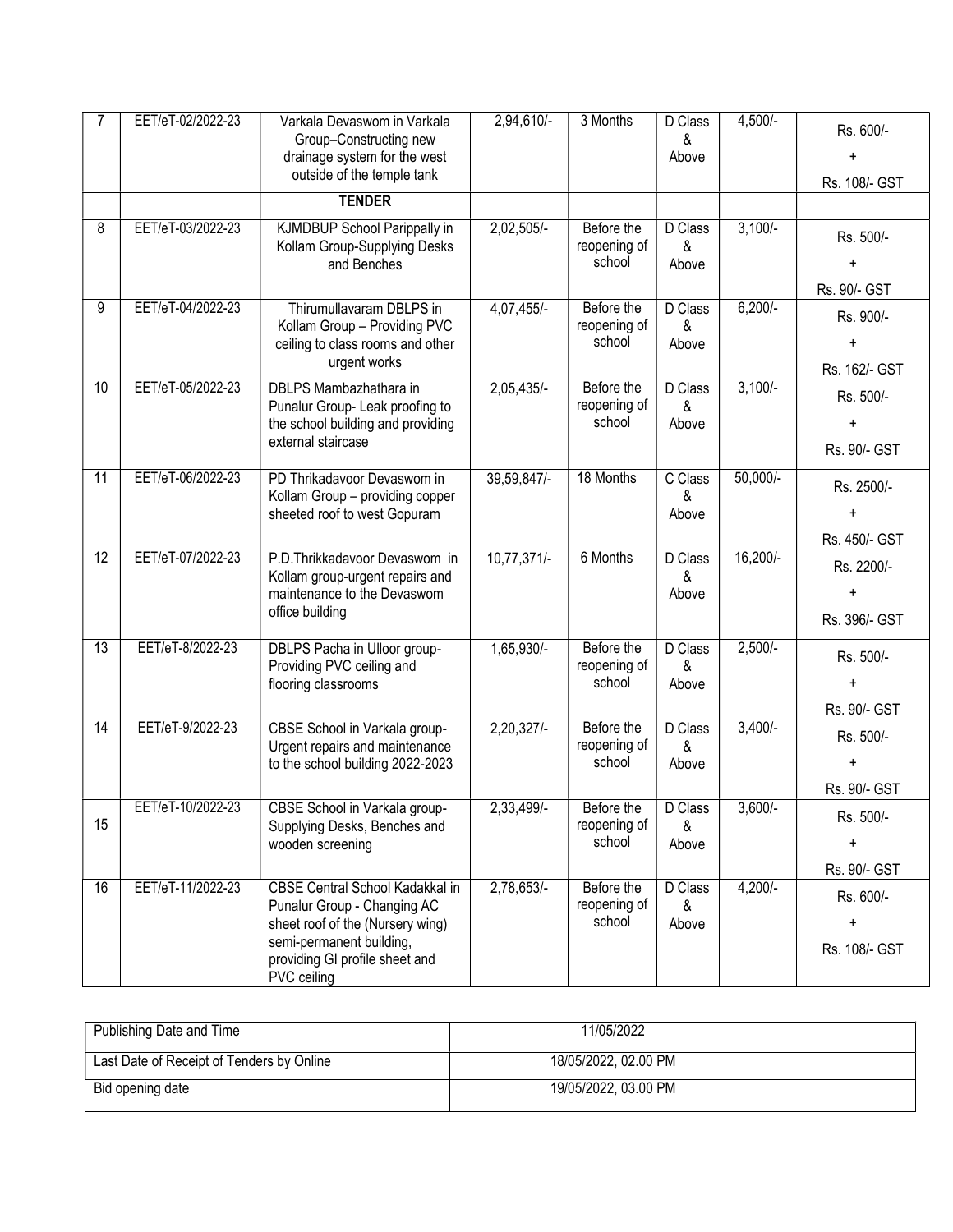| 7 | EET/eT-02/2022-23 | Varkala Devaswom in Varkala Group–Constructing new drainage system for the west outside of the temple tank | 2,94,610/- | 3 Months | D Class & Above | 4,500/- | Rs. 600/- + Rs. 108/- GST |
|---|---|---|---|---|---|---|---|
| | | **TENDER** | | | | | |
| 8 | EET/eT-03/2022-23 | KJMDBUP School Parippally in Kollam Group-Supplying Desks and Benches | 2,02,505/- | Before the reopening of school | D Class & Above | 3,100/- | Rs. 500/- + Rs. 90/- GST |
| 9 | EET/eT-04/2022-23 | Thirumullavaram DBLPS in Kollam Group – Providing PVC ceiling to class rooms and other urgent works | 4,07,455/- | Before the reopening of school | D Class & Above | 6,200/- | Rs. 900/- + Rs. 162/- GST |
| 10 | EET/eT-05/2022-23 | DBLPS Mambazhathara in Punalur Group- Leak proofing to the school building and providing external staircase | 2,05,435/- | Before the reopening of school | D Class & Above | 3,100/- | Rs. 500/- + Rs. 90/- GST |
| 11 | EET/eT-06/2022-23 | PD Thrikadavoor Devaswom in Kollam Group – providing copper sheeted roof to west Gopuram | 39,59,847/- | 18 Months | C Class & Above | 50,000/- | Rs. 2500/- + Rs. 450/- GST |
| 12 | EET/eT-07/2022-23 | P.D.Thrikkadavoor Devaswom in Kollam group-urgent repairs and maintenance to the Devaswom office building | 10,77,371/- | 6 Months | D Class & Above | 16,200/- | Rs. 2200/- + Rs. 396/- GST |
| 13 | EET/eT-8/2022-23 | DBLPS Pacha in Ulloor group-Providing PVC ceiling and flooring classrooms | 1,65,930/- | Before the reopening of school | D Class & Above | 2,500/- | Rs. 500/- + Rs. 90/- GST |
| 14 | EET/eT-9/2022-23 | CBSE School in Varkala group-Urgent repairs and maintenance to the school building 2022-2023 | 2,20,327/- | Before the reopening of school | D Class & Above | 3,400/- | Rs. 500/- + Rs. 90/- GST |
| 15 | EET/eT-10/2022-23 | CBSE School in Varkala group-Supplying Desks, Benches and wooden screening | 2,33,499/- | Before the reopening of school | D Class & Above | 3,600/- | Rs. 500/- + Rs. 90/- GST |
| 16 | EET/eT-11/2022-23 | CBSE Central School Kadakkal in Punalur Group - Changing AC sheet roof of the (Nursery wing) semi-permanent building, providing GI profile sheet and PVC ceiling | 2,78,653/- | Before the reopening of school | D Class & Above | 4,200/- | Rs. 600/- + Rs. 108/- GST |

| Publishing Date and Time | 11/05/2022 |
|---|---|
| Last Date of Receipt of Tenders by Online | 18/05/2022, 02.00 PM |
| Bid opening date | 19/05/2022, 03.00 PM |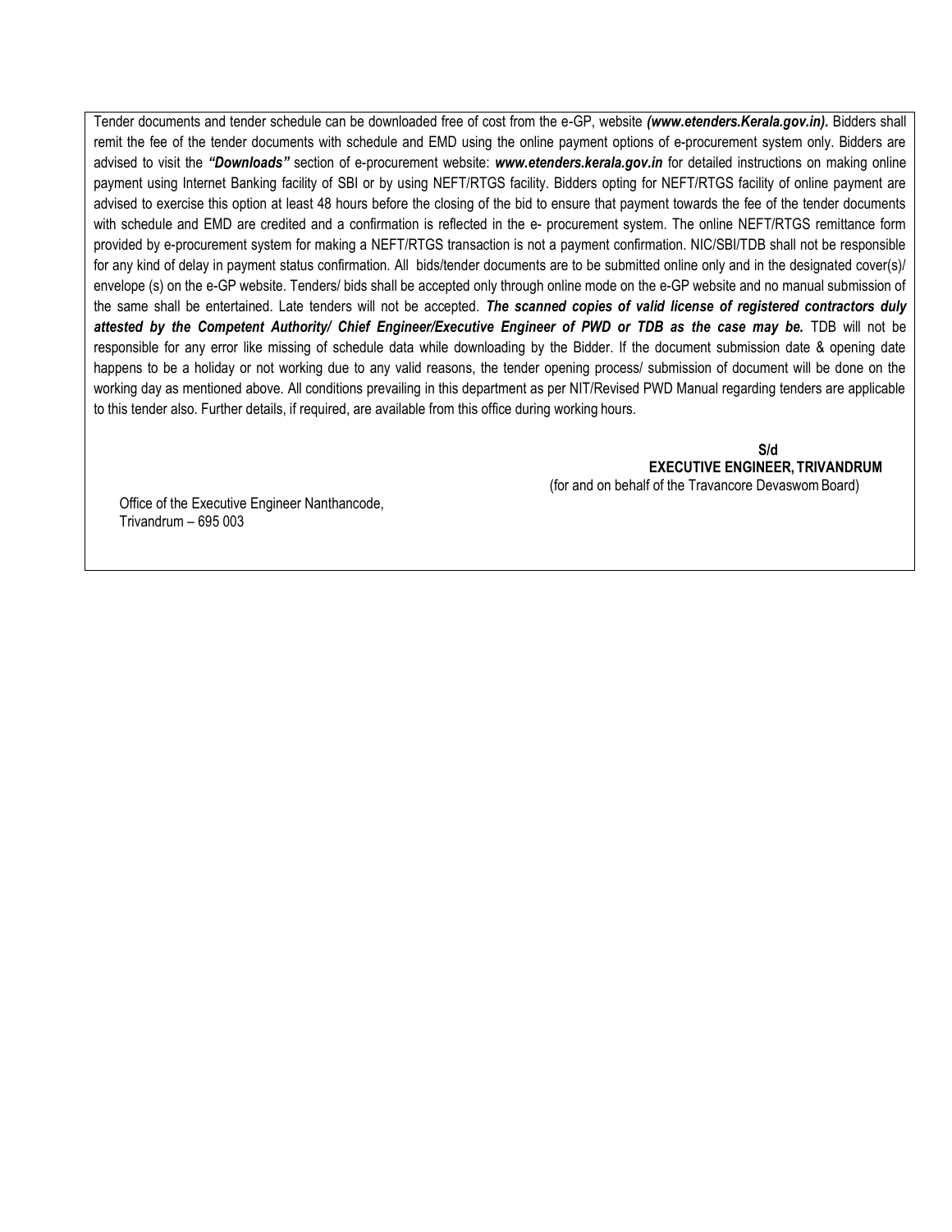Tender documents and tender schedule can be downloaded free of cost from the e-GP, website ***(www.etenders.Kerala.gov.in).*** Bidders shall remit the fee of the tender documents with schedule and EMD using the online payment options of e-procurement system only. Bidders are advised to visit the ***"Downloads"*** section of e-procurement website: ***www.etenders.kerala.gov.in*** for detailed instructions on making online payment using Internet Banking facility of SBI or by using NEFT/RTGS facility. Bidders opting for NEFT/RTGS facility of online payment are advised to exercise this option at least 48 hours before the closing of the bid to ensure that payment towards the fee of the tender documents with schedule and EMD are credited and a confirmation is reflected in the e- procurement system. The online NEFT/RTGS remittance form provided by e-procurement system for making a NEFT/RTGS transaction is not a payment confirmation. NIC/SBI/TDB shall not be responsible for any kind of delay in payment status confirmation. All bids/tender documents are to be submitted online only and in the designated cover(s)/ envelope (s) on the e-GP website. Tenders/ bids shall be accepted only through online mode on the e-GP website and no manual submission of the same shall be entertained. Late tenders will not be accepted. ***The scanned copies of valid license of registered contractors duly attested by the Competent Authority/ Chief Engineer/Executive Engineer of PWD or TDB as the case may be.*** TDB will not be responsible for any error like missing of schedule data while downloading by the Bidder. If the document submission date & opening date happens to be a holiday or not working due to any valid reasons, the tender opening process/ submission of document will be done on the working day as mentioned above. All conditions prevailing in this department as per NIT/Revised PWD Manual regarding tenders are applicable to this tender also. Further details, if required, are available from this office during working hours.

**S/d**
**EXECUTIVE ENGINEER, TRIVANDRUM**
(for and on behalf of the Travancore Devaswom Board)

Office of the Executive Engineer Nanthancode,
Trivandrum – 695 003